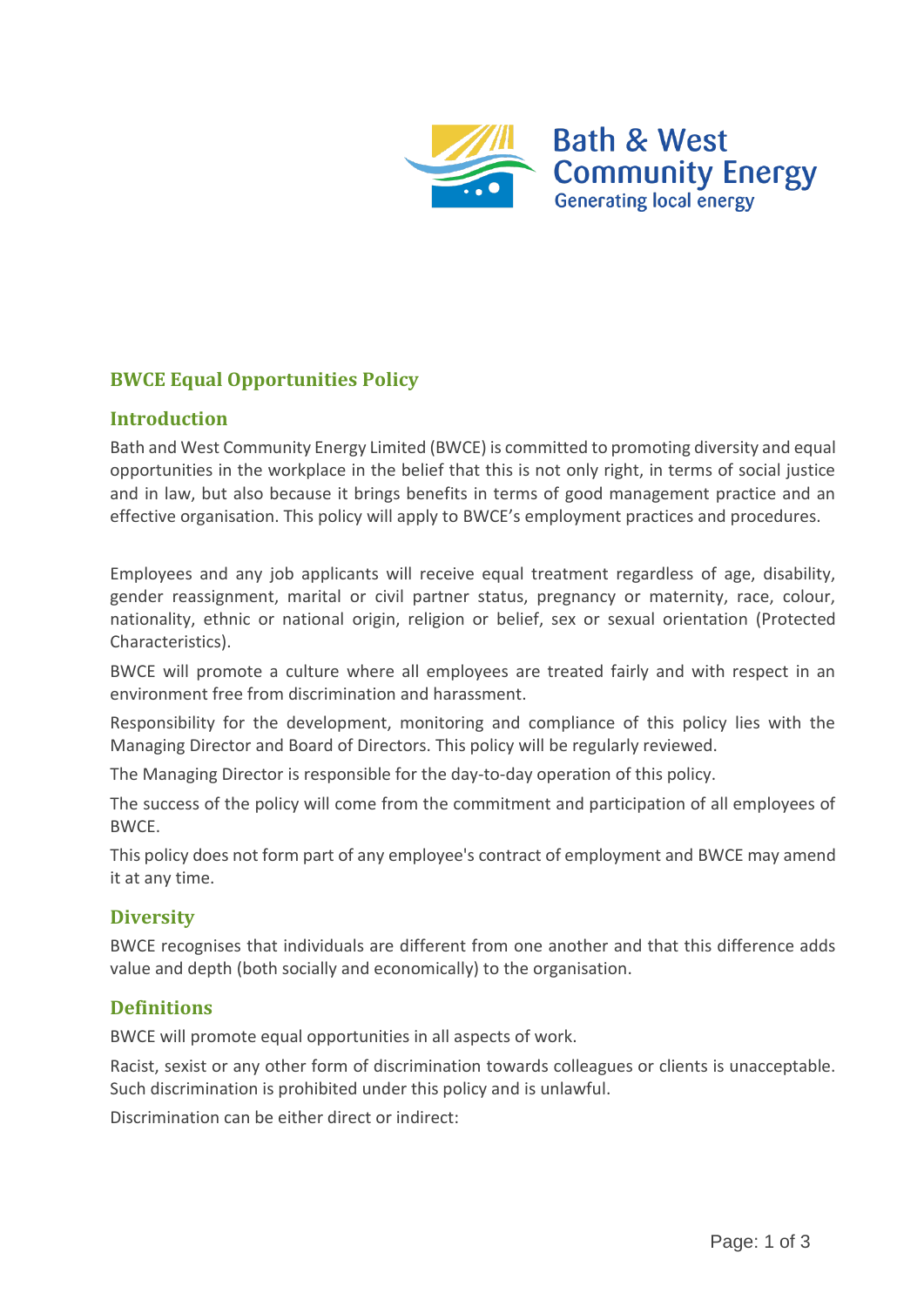Bath & West Community Energy
Generating local energy

# BWCE Equal Opportunities Policy

## Introduction

Bath and West Community Energy Limited (BWCE) is committed to promoting diversity and equal opportunities in the workplace in the belief that this is not only right, in terms of social justice and in law, but also because it brings benefits in terms of good management practice and an effective organisation. This policy will apply to BWCE's employment practices and procedures.

Employees and any job applicants will receive equal treatment regardless of age, disability, gender reassignment, marital or civil partner status, pregnancy or maternity, race, colour, nationality, ethnic or national origin, religion or belief, sex or sexual orientation (Protected Characteristics).

BWCE will promote a culture where all employees are treated fairly and with respect in an environment free from discrimination and harassment.

Responsibility for the development, monitoring and compliance of this policy lies with the Managing Director and Board of Directors. This policy will be regularly reviewed.

The Managing Director is responsible for the day-to-day operation of this policy.

The success of the policy will come from the commitment and participation of all employees of BWCE.

This policy does not form part of any employee's contract of employment and BWCE may amend it at any time.

## Diversity

BWCE recognises that individuals are different from one another and that this difference adds value and depth (both socially and economically) to the organisation.

## Definitions

BWCE will promote equal opportunities in all aspects of work.

Racist, sexist or any other form of discrimination towards colleagues or clients is unacceptable. Such discrimination is prohibited under this policy and is unlawful.

Discrimination can be either direct or indirect: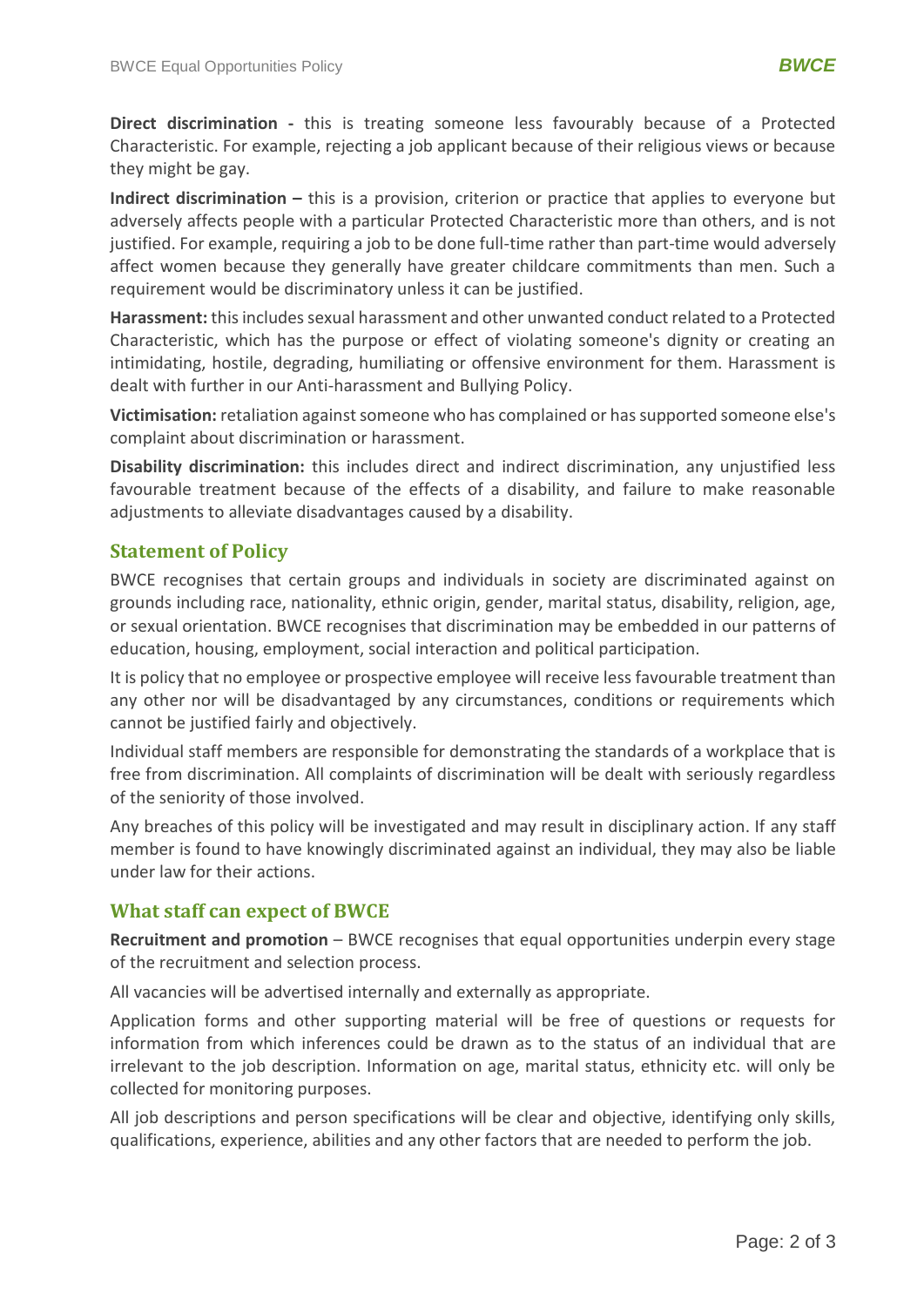**Direct discrimination -** this is treating someone less favourably because of a Protected Characteristic. For example, rejecting a job applicant because of their religious views or because they might be gay.

**Indirect discrimination –** this is a provision, criterion or practice that applies to everyone but adversely affects people with a particular Protected Characteristic more than others, and is not justified. For example, requiring a job to be done full-time rather than part-time would adversely affect women because they generally have greater childcare commitments than men. Such a requirement would be discriminatory unless it can be justified.

**Harassment:** this includes sexual harassment and other unwanted conduct related to a Protected Characteristic, which has the purpose or effect of violating someone's dignity or creating an intimidating, hostile, degrading, humiliating or offensive environment for them. Harassment is dealt with further in our Anti-harassment and Bullying Policy.

**Victimisation:** retaliation against someone who has complained or has supported someone else's complaint about discrimination or harassment.

**Disability discrimination:** this includes direct and indirect discrimination, any unjustified less favourable treatment because of the effects of a disability, and failure to make reasonable adjustments to alleviate disadvantages caused by a disability.

## Statement of Policy

BWCE recognises that certain groups and individuals in society are discriminated against on grounds including race, nationality, ethnic origin, gender, marital status, disability, religion, age, or sexual orientation. BWCE recognises that discrimination may be embedded in our patterns of education, housing, employment, social interaction and political participation.

It is policy that no employee or prospective employee will receive less favourable treatment than any other nor will be disadvantaged by any circumstances, conditions or requirements which cannot be justified fairly and objectively.

Individual staff members are responsible for demonstrating the standards of a workplace that is free from discrimination. All complaints of discrimination will be dealt with seriously regardless of the seniority of those involved.

Any breaches of this policy will be investigated and may result in disciplinary action. If any staff member is found to have knowingly discriminated against an individual, they may also be liable under law for their actions.

## What staff can expect of BWCE

**Recruitment and promotion** – BWCE recognises that equal opportunities underpin every stage of the recruitment and selection process.

All vacancies will be advertised internally and externally as appropriate.

Application forms and other supporting material will be free of questions or requests for information from which inferences could be drawn as to the status of an individual that are irrelevant to the job description. Information on age, marital status, ethnicity etc. will only be collected for monitoring purposes.

All job descriptions and person specifications will be clear and objective, identifying only skills, qualifications, experience, abilities and any other factors that are needed to perform the job.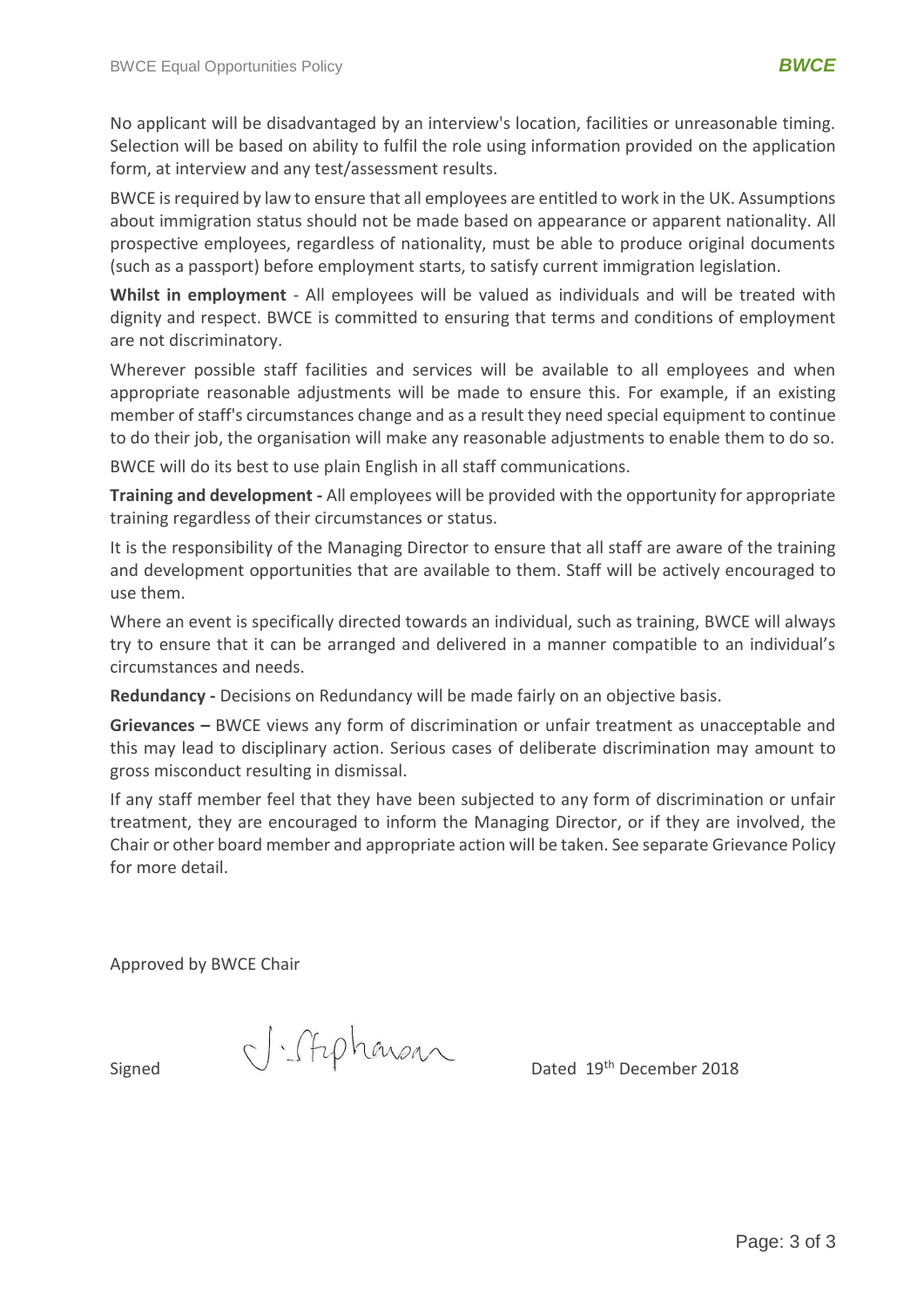No applicant will be disadvantaged by an interview's location, facilities or unreasonable timing. Selection will be based on ability to fulfil the role using information provided on the application form, at interview and any test/assessment results.

BWCE is required by law to ensure that all employees are entitled to work in the UK. Assumptions about immigration status should not be made based on appearance or apparent nationality. All prospective employees, regardless of nationality, must be able to produce original documents (such as a passport) before employment starts, to satisfy current immigration legislation.

**Whilst in employment** - All employees will be valued as individuals and will be treated with dignity and respect. BWCE is committed to ensuring that terms and conditions of employment are not discriminatory.

Wherever possible staff facilities and services will be available to all employees and when appropriate reasonable adjustments will be made to ensure this. For example, if an existing member of staff's circumstances change and as a result they need special equipment to continue to do their job, the organisation will make any reasonable adjustments to enable them to do so.

BWCE will do its best to use plain English in all staff communications.

**Training and development -** All employees will be provided with the opportunity for appropriate training regardless of their circumstances or status.

It is the responsibility of the Managing Director to ensure that all staff are aware of the training and development opportunities that are available to them. Staff will be actively encouraged to use them.

Where an event is specifically directed towards an individual, such as training, BWCE will always try to ensure that it can be arranged and delivered in a manner compatible to an individual's circumstances and needs.

**Redundancy -** Decisions on Redundancy will be made fairly on an objective basis.

**Grievances –** BWCE views any form of discrimination or unfair treatment as unacceptable and this may lead to disciplinary action. Serious cases of deliberate discrimination may amount to gross misconduct resulting in dismissal.

If any staff member feel that they have been subjected to any form of discrimination or unfair treatment, they are encouraged to inform the Managing Director, or if they are involved, the Chair or other board member and appropriate action will be taken. See separate Grievance Policy for more detail.

Approved by BWCE Chair

Signed J. Stephenson Dated 19th December 2018